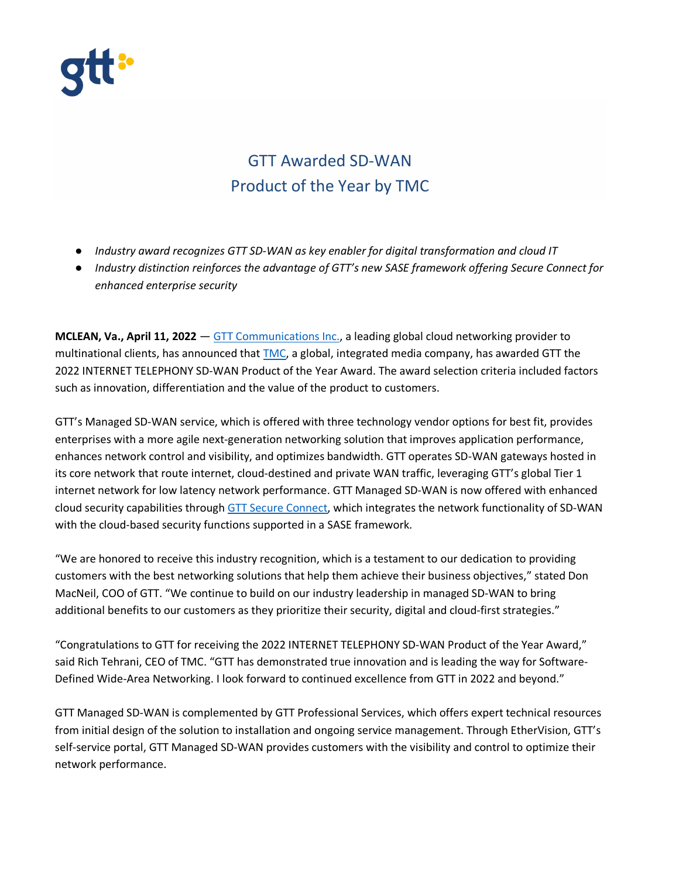# GTT Awarded SD-WAN Product of the Year by TMC

- *Industry award recognizes GTT SD-WAN as key enabler for digital transformation and cloud IT*
- *Industry distinction reinforces the advantage of GTT's new SASE framework offering Secure Connect for enhanced enterprise security*

**MCLEAN, Va., April 11, 2022** — GTT Communications Inc., a leading global cloud networking provider to multinational clients, has announced that TMC, a global, integrated media company, has awarded GTT the 2022 INTERNET TELEPHONY SD-WAN Product of the Year Award. The award selection criteria included factors such as innovation, differentiation and the value of the product to customers.

GTT's Managed SD-WAN service, which is offered with three technology vendor options for best fit, provides enterprises with a more agile next-generation networking solution that improves application performance, enhances network control and visibility, and optimizes bandwidth. GTT operates SD-WAN gateways hosted in its core network that route internet, cloud-destined and private WAN traffic, leveraging GTT's global Tier 1 internet network for low latency network performance. GTT Managed SD-WAN is now offered with enhanced cloud security capabilities through GTT Secure Connect, which integrates the network functionality of SD-WAN with the cloud-based security functions supported in a SASE framework.

"We are honored to receive this industry recognition, which is a testament to our dedication to providing customers with the best networking solutions that help them achieve their business objectives," stated Don MacNeil, COO of GTT. "We continue to build on our industry leadership in managed SD-WAN to bring additional benefits to our customers as they prioritize their security, digital and cloud-first strategies."

"Congratulations to GTT for receiving the 2022 INTERNET TELEPHONY SD-WAN Product of the Year Award," said Rich Tehrani, CEO of TMC. "GTT has demonstrated true innovation and is leading the way for Software-Defined Wide-Area Networking. I look forward to continued excellence from GTT in 2022 and beyond."

GTT Managed SD-WAN is complemented by GTT Professional Services, which offers expert technical resources from initial design of the solution to installation and ongoing service management. Through EtherVision, GTT's self-service portal, GTT Managed SD-WAN provides customers with the visibility and control to optimize their network performance.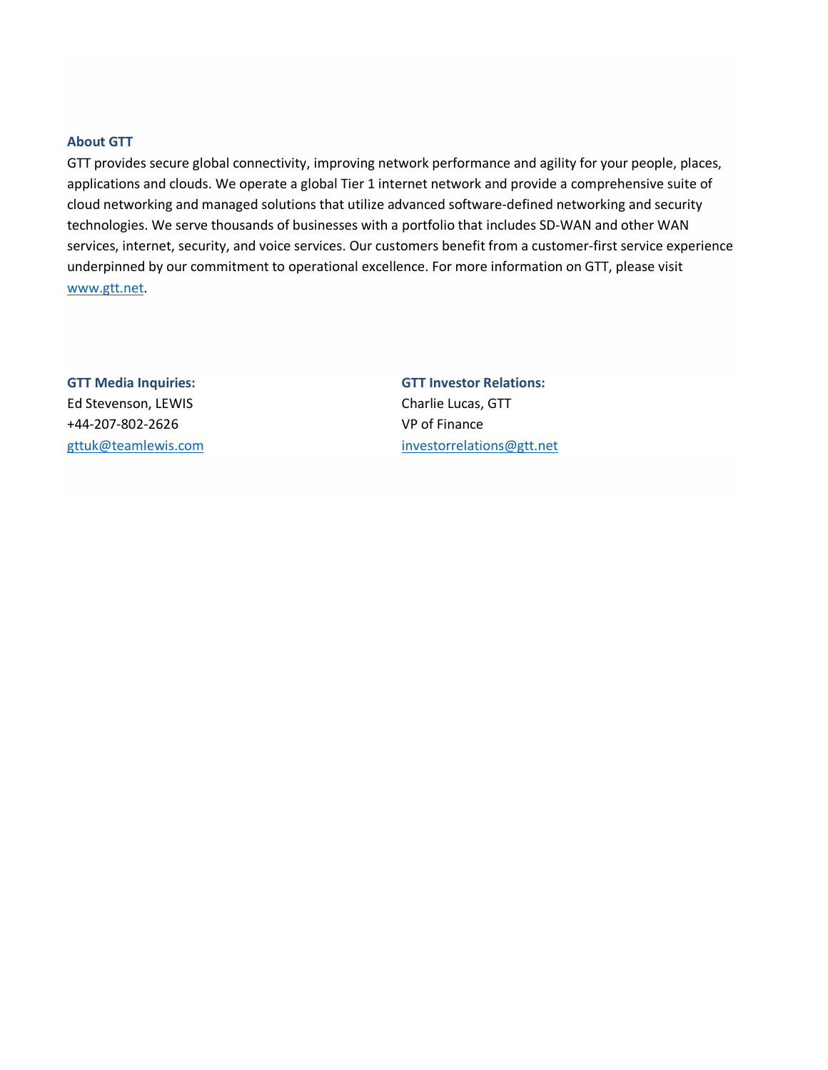### About GTT

GTT provides secure global connectivity, improving network performance and agility for your people, places, applications and clouds. We operate a global Tier 1 internet network and provide a comprehensive suite of cloud networking and managed solutions that utilize advanced software-defined networking and security technologies. We serve thousands of businesses with a portfolio that includes SD-WAN and other WAN services, internet, security, and voice services. Our customers benefit from a customer-first service experience underpinned by our commitment to operational excellence. For more information on GTT, please visit [www.gtt.net](http://www.gtt.net).

**GTT Media Inquiries:**
Ed Stevenson, LEWIS
+44-207-802-2626
[gttuk@teamlewis.com](mailto:gttuk@teamlewis.com)

**GTT Investor Relations:**
Charlie Lucas, GTT
VP of Finance
[investorrelations@gtt.net](mailto:investorrelations@gtt.net)